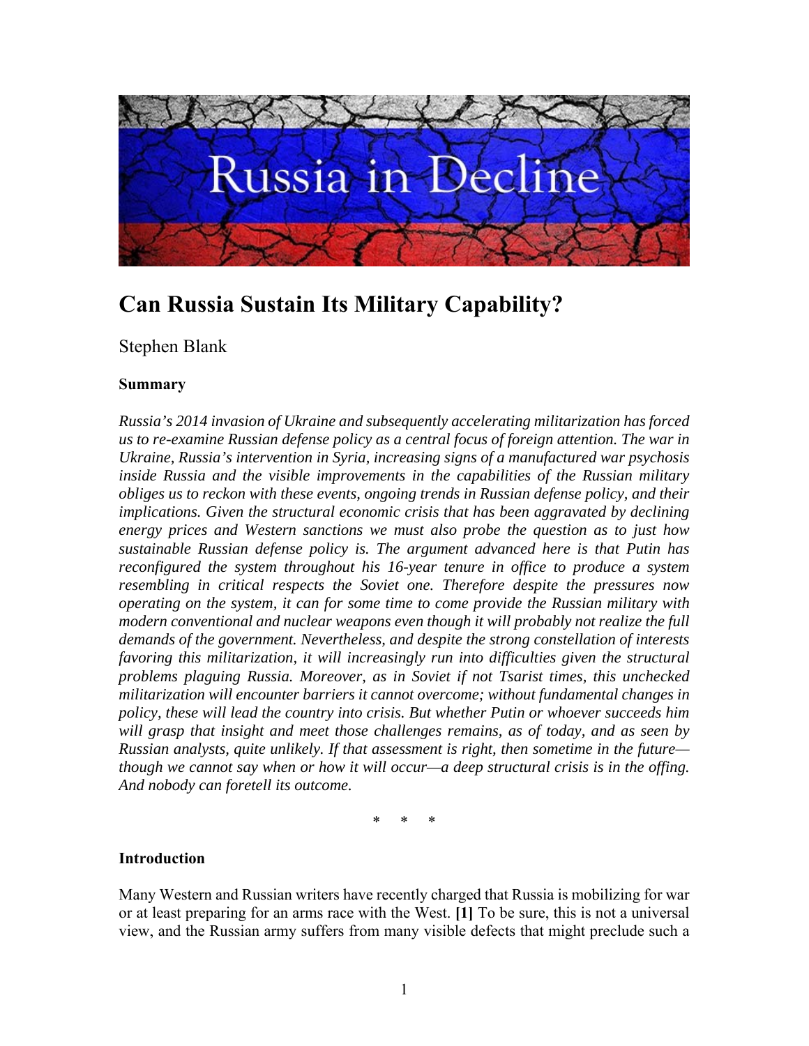# Can Russia Sustain Its Military Capability?

Stephen Blank

**Summary**

*Russia's 2014 invasion of Ukraine and subsequently accelerating militarization has forced us to re-examine Russian defense policy as a central focus of foreign attention. The war in Ukraine, Russia's intervention in Syria, increasing signs of a manufactured war psychosis inside Russia and the visible improvements in the capabilities of the Russian military obliges us to reckon with these events, ongoing trends in Russian defense policy, and their implications. Given the structural economic crisis that has been aggravated by declining energy prices and Western sanctions we must also probe the question as to just how sustainable Russian defense policy is. The argument advanced here is that Putin has reconfigured the system throughout his 16-year tenure in office to produce a system resembling in critical respects the Soviet one. Therefore despite the pressures now operating on the system, it can for some time to come provide the Russian military with modern conventional and nuclear weapons even though it will probably not realize the full demands of the government. Nevertheless, and despite the strong constellation of interests favoring this militarization, it will increasingly run into difficulties given the structural problems plaguing Russia. Moreover, as in Soviet if not Tsarist times, this unchecked militarization will encounter barriers it cannot overcome; without fundamental changes in policy, these will lead the country into crisis. But whether Putin or whoever succeeds him will grasp that insight and meet those challenges remains, as of today, and as seen by Russian analysts, quite unlikely. If that assessment is right, then sometime in the future—though we cannot say when or how it will occur—a deep structural crisis is in the offing. And nobody can foretell its outcome.*

\* \* \*

**Introduction**

Many Western and Russian writers have recently charged that Russia is mobilizing for war or at least preparing for an arms race with the West. **[1]** To be sure, this is not a universal view, and the Russian army suffers from many visible defects that might preclude such a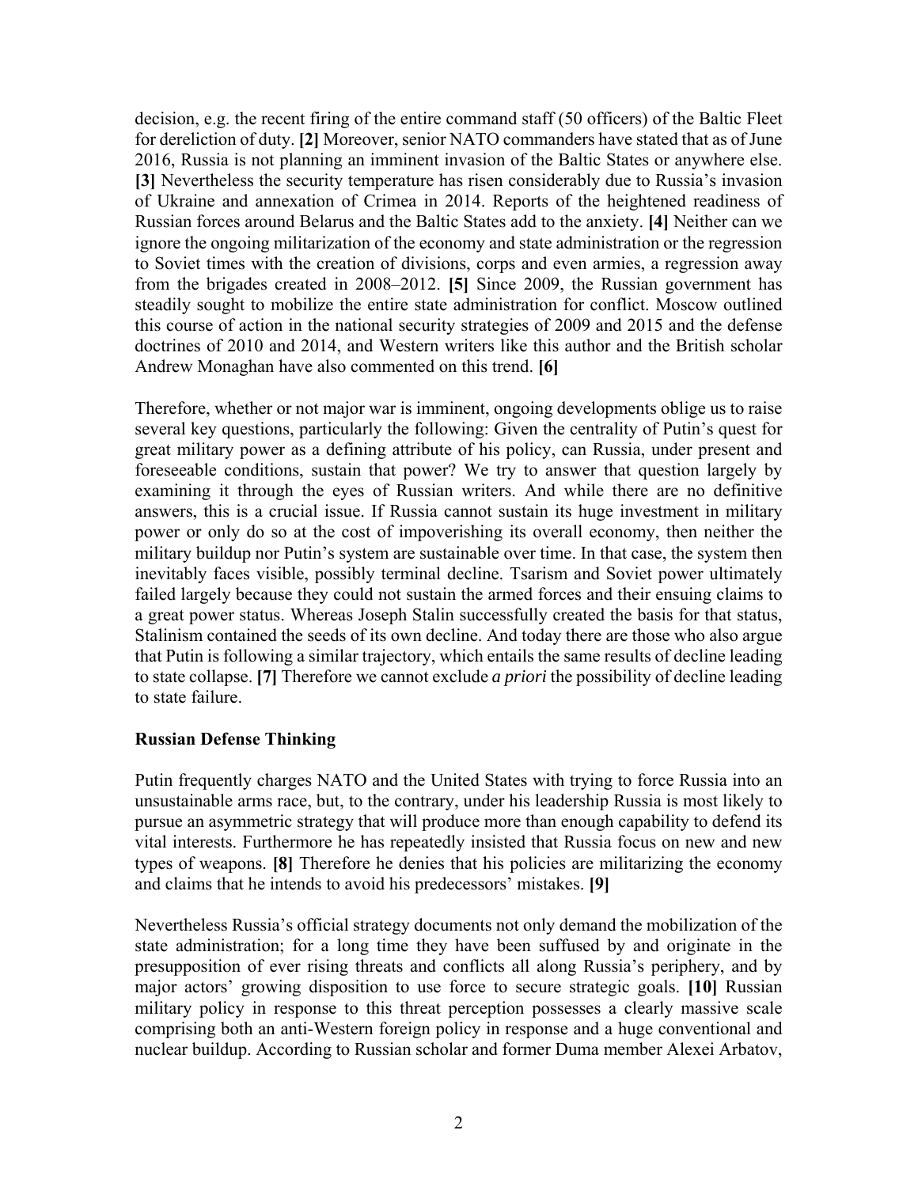decision, e.g. the recent firing of the entire command staff (50 officers) of the Baltic Fleet for dereliction of duty. **[2]** Moreover, senior NATO commanders have stated that as of June 2016, Russia is not planning an imminent invasion of the Baltic States or anywhere else. **[3]** Nevertheless the security temperature has risen considerably due to Russia's invasion of Ukraine and annexation of Crimea in 2014. Reports of the heightened readiness of Russian forces around Belarus and the Baltic States add to the anxiety. **[4]** Neither can we ignore the ongoing militarization of the economy and state administration or the regression to Soviet times with the creation of divisions, corps and even armies, a regression away from the brigades created in 2008–2012. **[5]** Since 2009, the Russian government has steadily sought to mobilize the entire state administration for conflict. Moscow outlined this course of action in the national security strategies of 2009 and 2015 and the defense doctrines of 2010 and 2014, and Western writers like this author and the British scholar Andrew Monaghan have also commented on this trend. **[6]**

Therefore, whether or not major war is imminent, ongoing developments oblige us to raise several key questions, particularly the following: Given the centrality of Putin's quest for great military power as a defining attribute of his policy, can Russia, under present and foreseeable conditions, sustain that power? We try to answer that question largely by examining it through the eyes of Russian writers. And while there are no definitive answers, this is a crucial issue. If Russia cannot sustain its huge investment in military power or only do so at the cost of impoverishing its overall economy, then neither the military buildup nor Putin's system are sustainable over time. In that case, the system then inevitably faces visible, possibly terminal decline. Tsarism and Soviet power ultimately failed largely because they could not sustain the armed forces and their ensuing claims to a great power status. Whereas Joseph Stalin successfully created the basis for that status, Stalinism contained the seeds of its own decline. And today there are those who also argue that Putin is following a similar trajectory, which entails the same results of decline leading to state collapse. **[7]** Therefore we cannot exclude *a priori* the possibility of decline leading to state failure.

**Russian Defense Thinking**

Putin frequently charges NATO and the United States with trying to force Russia into an unsustainable arms race, but, to the contrary, under his leadership Russia is most likely to pursue an asymmetric strategy that will produce more than enough capability to defend its vital interests. Furthermore he has repeatedly insisted that Russia focus on new and new types of weapons. **[8]** Therefore he denies that his policies are militarizing the economy and claims that he intends to avoid his predecessors' mistakes. **[9]**

Nevertheless Russia's official strategy documents not only demand the mobilization of the state administration; for a long time they have been suffused by and originate in the presupposition of ever rising threats and conflicts all along Russia's periphery, and by major actors' growing disposition to use force to secure strategic goals. **[10]** Russian military policy in response to this threat perception possesses a clearly massive scale comprising both an anti-Western foreign policy in response and a huge conventional and nuclear buildup. According to Russian scholar and former Duma member Alexei Arbatov,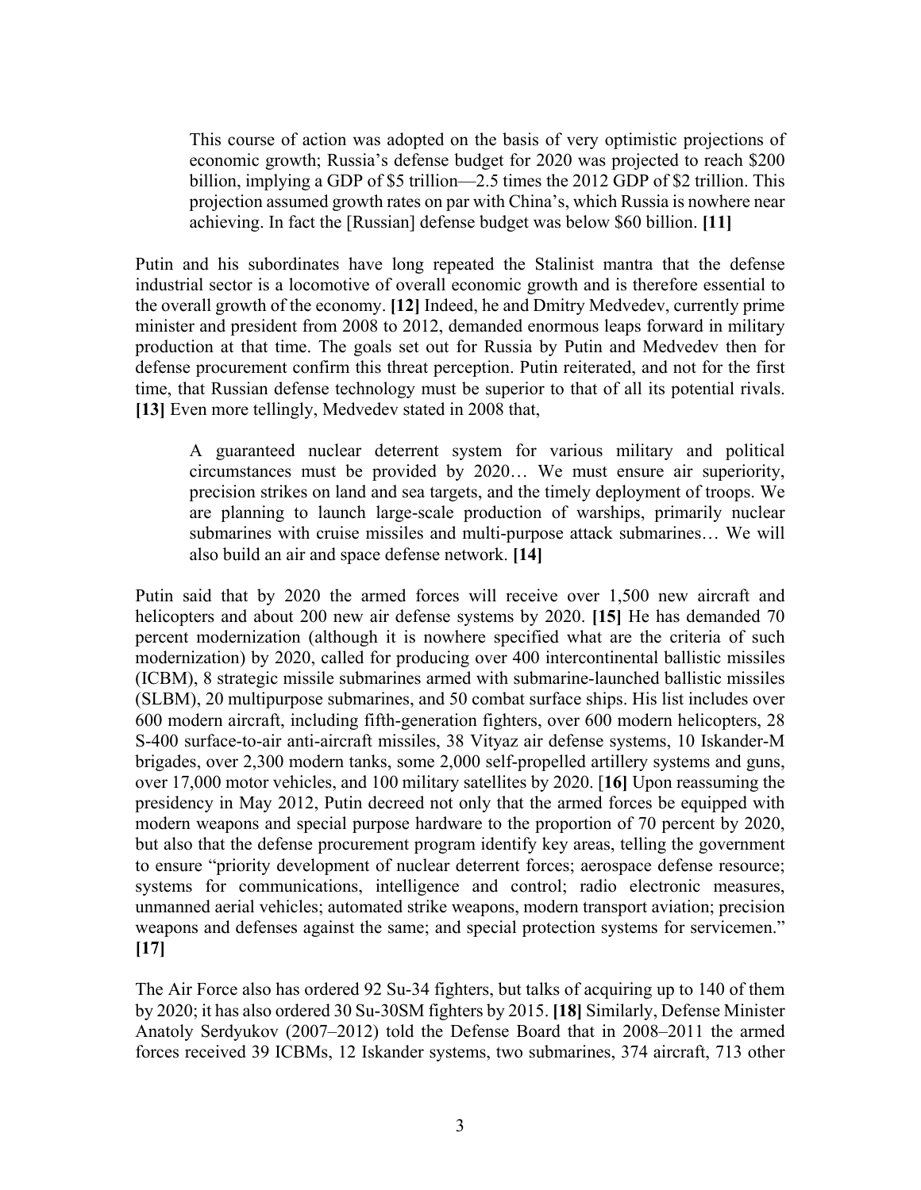> This course of action was adopted on the basis of very optimistic projections of economic growth; Russia's defense budget for 2020 was projected to reach $200 billion, implying a GDP of $5 trillion—2.5 times the 2012 GDP of $2 trillion. This projection assumed growth rates on par with China's, which Russia is nowhere near achieving. In fact the [Russian] defense budget was below $60 billion. **[11]**

Putin and his subordinates have long repeated the Stalinist mantra that the defense industrial sector is a locomotive of overall economic growth and is therefore essential to the overall growth of the economy. **[12]** Indeed, he and Dmitry Medvedev, currently prime minister and president from 2008 to 2012, demanded enormous leaps forward in military production at that time. The goals set out for Russia by Putin and Medvedev then for defense procurement confirm this threat perception. Putin reiterated, and not for the first time, that Russian defense technology must be superior to that of all its potential rivals. **[13]** Even more tellingly, Medvedev stated in 2008 that,

> A guaranteed nuclear deterrent system for various military and political circumstances must be provided by 2020… We must ensure air superiority, precision strikes on land and sea targets, and the timely deployment of troops. We are planning to launch large-scale production of warships, primarily nuclear submarines with cruise missiles and multi-purpose attack submarines… We will also build an air and space defense network. **[14]**

Putin said that by 2020 the armed forces will receive over 1,500 new aircraft and helicopters and about 200 new air defense systems by 2020. **[15]** He has demanded 70 percent modernization (although it is nowhere specified what are the criteria of such modernization) by 2020, called for producing over 400 intercontinental ballistic missiles (ICBM), 8 strategic missile submarines armed with submarine-launched ballistic missiles (SLBM), 20 multipurpose submarines, and 50 combat surface ships. His list includes over 600 modern aircraft, including fifth-generation fighters, over 600 modern helicopters, 28 S-400 surface-to-air anti-aircraft missiles, 38 Vityaz air defense systems, 10 Iskander-M brigades, over 2,300 modern tanks, some 2,000 self-propelled artillery systems and guns, over 17,000 motor vehicles, and 100 military satellites by 2020. [**16]** Upon reassuming the presidency in May 2012, Putin decreed not only that the armed forces be equipped with modern weapons and special purpose hardware to the proportion of 70 percent by 2020, but also that the defense procurement program identify key areas, telling the government to ensure "priority development of nuclear deterrent forces; aerospace defense resource; systems for communications, intelligence and control; radio electronic measures, unmanned aerial vehicles; automated strike weapons, modern transport aviation; precision weapons and defenses against the same; and special protection systems for servicemen." **[17]**

The Air Force also has ordered 92 Su-34 fighters, but talks of acquiring up to 140 of them by 2020; it has also ordered 30 Su-30SM fighters by 2015. **[18]** Similarly, Defense Minister Anatoly Serdyukov (2007–2012) told the Defense Board that in 2008–2011 the armed forces received 39 ICBMs, 12 Iskander systems, two submarines, 374 aircraft, 713 other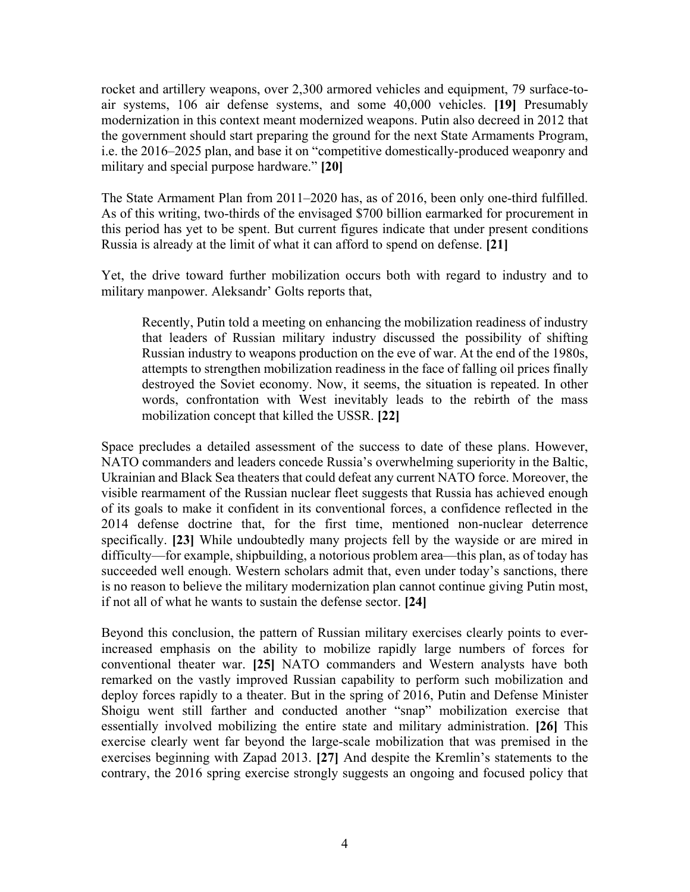rocket and artillery weapons, over 2,300 armored vehicles and equipment, 79 surface-to-air systems, 106 air defense systems, and some 40,000 vehicles. **[19]** Presumably modernization in this context meant modernized weapons. Putin also decreed in 2012 that the government should start preparing the ground for the next State Armaments Program, i.e. the 2016–2025 plan, and base it on "competitive domestically-produced weaponry and military and special purpose hardware." **[20]**

The State Armament Plan from 2011–2020 has, as of 2016, been only one-third fulfilled. As of this writing, two-thirds of the envisaged $700 billion earmarked for procurement in this period has yet to be spent. But current figures indicate that under present conditions Russia is already at the limit of what it can afford to spend on defense. **[21]**

Yet, the drive toward further mobilization occurs both with regard to industry and to military manpower. Aleksandr' Golts reports that,

> Recently, Putin told a meeting on enhancing the mobilization readiness of industry that leaders of Russian military industry discussed the possibility of shifting Russian industry to weapons production on the eve of war. At the end of the 1980s, attempts to strengthen mobilization readiness in the face of falling oil prices finally destroyed the Soviet economy. Now, it seems, the situation is repeated. In other words, confrontation with West inevitably leads to the rebirth of the mass mobilization concept that killed the USSR. **[22]**

Space precludes a detailed assessment of the success to date of these plans. However, NATO commanders and leaders concede Russia's overwhelming superiority in the Baltic, Ukrainian and Black Sea theaters that could defeat any current NATO force. Moreover, the visible rearmament of the Russian nuclear fleet suggests that Russia has achieved enough of its goals to make it confident in its conventional forces, a confidence reflected in the 2014 defense doctrine that, for the first time, mentioned non-nuclear deterrence specifically. **[23]** While undoubtedly many projects fell by the wayside or are mired in difficulty—for example, shipbuilding, a notorious problem area—this plan, as of today has succeeded well enough. Western scholars admit that, even under today's sanctions, there is no reason to believe the military modernization plan cannot continue giving Putin most, if not all of what he wants to sustain the defense sector. **[24]**

Beyond this conclusion, the pattern of Russian military exercises clearly points to ever-increased emphasis on the ability to mobilize rapidly large numbers of forces for conventional theater war. **[25]** NATO commanders and Western analysts have both remarked on the vastly improved Russian capability to perform such mobilization and deploy forces rapidly to a theater. But in the spring of 2016, Putin and Defense Minister Shoigu went still farther and conducted another "snap" mobilization exercise that essentially involved mobilizing the entire state and military administration. **[26]** This exercise clearly went far beyond the large-scale mobilization that was premised in the exercises beginning with Zapad 2013. **[27]** And despite the Kremlin's statements to the contrary, the 2016 spring exercise strongly suggests an ongoing and focused policy that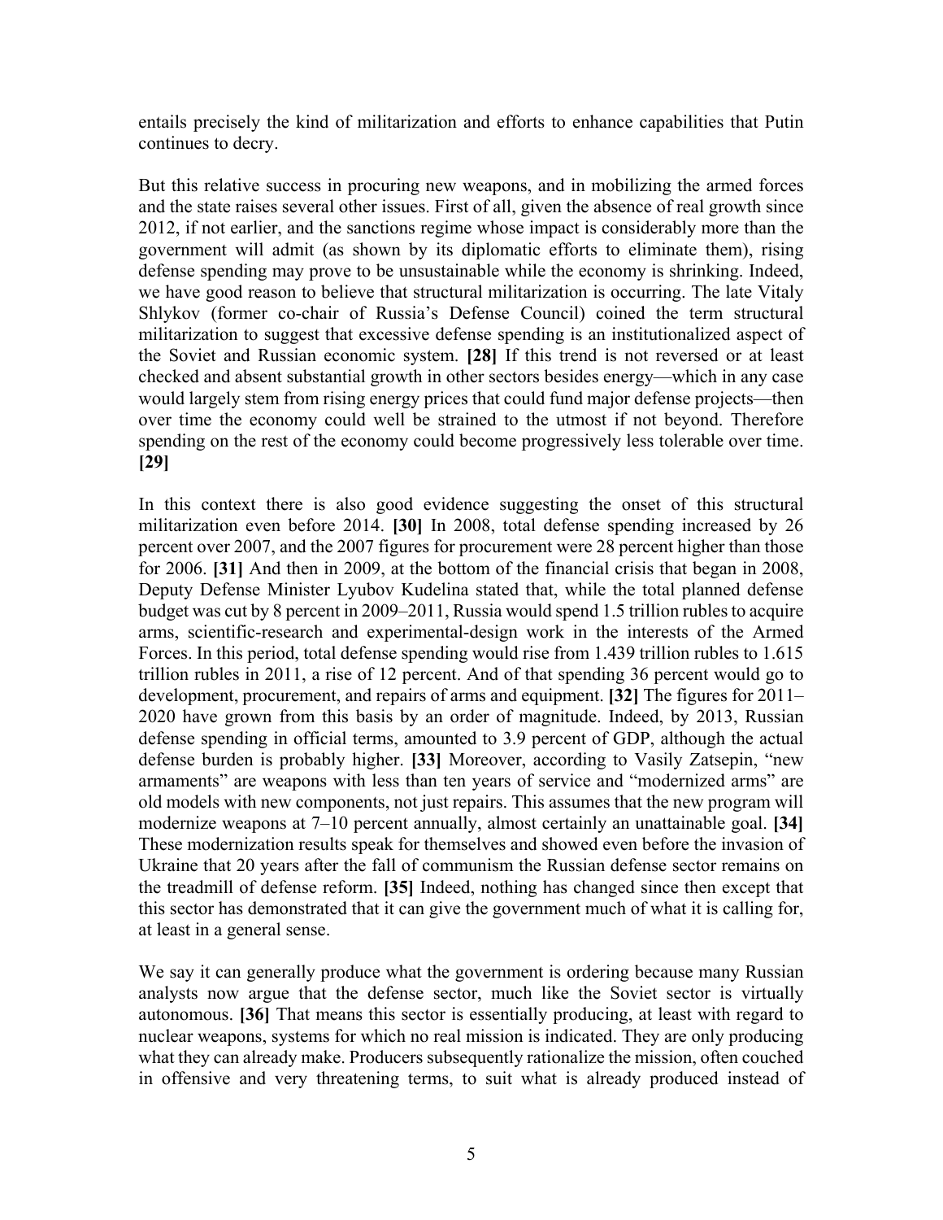entails precisely the kind of militarization and efforts to enhance capabilities that Putin continues to decry.

But this relative success in procuring new weapons, and in mobilizing the armed forces and the state raises several other issues. First of all, given the absence of real growth since 2012, if not earlier, and the sanctions regime whose impact is considerably more than the government will admit (as shown by its diplomatic efforts to eliminate them), rising defense spending may prove to be unsustainable while the economy is shrinking. Indeed, we have good reason to believe that structural militarization is occurring. The late Vitaly Shlykov (former co-chair of Russia's Defense Council) coined the term structural militarization to suggest that excessive defense spending is an institutionalized aspect of the Soviet and Russian economic system. **[28]** If this trend is not reversed or at least checked and absent substantial growth in other sectors besides energy—which in any case would largely stem from rising energy prices that could fund major defense projects—then over time the economy could well be strained to the utmost if not beyond. Therefore spending on the rest of the economy could become progressively less tolerable over time. **[29]**

In this context there is also good evidence suggesting the onset of this structural militarization even before 2014. **[30]** In 2008, total defense spending increased by 26 percent over 2007, and the 2007 figures for procurement were 28 percent higher than those for 2006. **[31]** And then in 2009, at the bottom of the financial crisis that began in 2008, Deputy Defense Minister Lyubov Kudelina stated that, while the total planned defense budget was cut by 8 percent in 2009–2011, Russia would spend 1.5 trillion rubles to acquire arms, scientific-research and experimental-design work in the interests of the Armed Forces. In this period, total defense spending would rise from 1.439 trillion rubles to 1.615 trillion rubles in 2011, a rise of 12 percent. And of that spending 36 percent would go to development, procurement, and repairs of arms and equipment. **[32]** The figures for 2011–2020 have grown from this basis by an order of magnitude. Indeed, by 2013, Russian defense spending in official terms, amounted to 3.9 percent of GDP, although the actual defense burden is probably higher. **[33]** Moreover, according to Vasily Zatsepin, "new armaments" are weapons with less than ten years of service and "modernized arms" are old models with new components, not just repairs. This assumes that the new program will modernize weapons at 7–10 percent annually, almost certainly an unattainable goal. **[34]** These modernization results speak for themselves and showed even before the invasion of Ukraine that 20 years after the fall of communism the Russian defense sector remains on the treadmill of defense reform. **[35]** Indeed, nothing has changed since then except that this sector has demonstrated that it can give the government much of what it is calling for, at least in a general sense.

We say it can generally produce what the government is ordering because many Russian analysts now argue that the defense sector, much like the Soviet sector is virtually autonomous. **[36]** That means this sector is essentially producing, at least with regard to nuclear weapons, systems for which no real mission is indicated. They are only producing what they can already make. Producers subsequently rationalize the mission, often couched in offensive and very threatening terms, to suit what is already produced instead of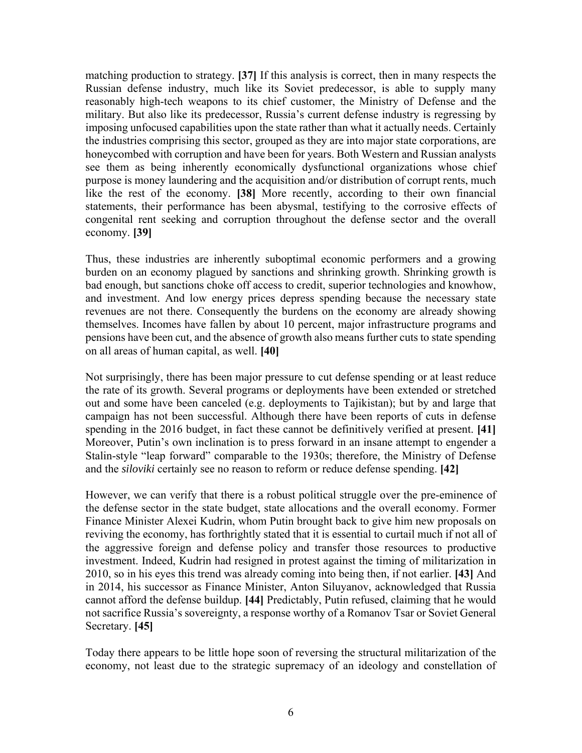matching production to strategy. **[37]** If this analysis is correct, then in many respects the Russian defense industry, much like its Soviet predecessor, is able to supply many reasonably high-tech weapons to its chief customer, the Ministry of Defense and the military. But also like its predecessor, Russia's current defense industry is regressing by imposing unfocused capabilities upon the state rather than what it actually needs. Certainly the industries comprising this sector, grouped as they are into major state corporations, are honeycombed with corruption and have been for years. Both Western and Russian analysts see them as being inherently economically dysfunctional organizations whose chief purpose is money laundering and the acquisition and/or distribution of corrupt rents, much like the rest of the economy. **[38]** More recently, according to their own financial statements, their performance has been abysmal, testifying to the corrosive effects of congenital rent seeking and corruption throughout the defense sector and the overall economy. **[39]**

Thus, these industries are inherently suboptimal economic performers and a growing burden on an economy plagued by sanctions and shrinking growth. Shrinking growth is bad enough, but sanctions choke off access to credit, superior technologies and knowhow, and investment. And low energy prices depress spending because the necessary state revenues are not there. Consequently the burdens on the economy are already showing themselves. Incomes have fallen by about 10 percent, major infrastructure programs and pensions have been cut, and the absence of growth also means further cuts to state spending on all areas of human capital, as well. **[40]**

Not surprisingly, there has been major pressure to cut defense spending or at least reduce the rate of its growth. Several programs or deployments have been extended or stretched out and some have been canceled (e.g. deployments to Tajikistan); but by and large that campaign has not been successful. Although there have been reports of cuts in defense spending in the 2016 budget, in fact these cannot be definitively verified at present. **[41]** Moreover, Putin's own inclination is to press forward in an insane attempt to engender a Stalin-style "leap forward" comparable to the 1930s; therefore, the Ministry of Defense and the *siloviki* certainly see no reason to reform or reduce defense spending. **[42]**

However, we can verify that there is a robust political struggle over the pre-eminence of the defense sector in the state budget, state allocations and the overall economy. Former Finance Minister Alexei Kudrin, whom Putin brought back to give him new proposals on reviving the economy, has forthrightly stated that it is essential to curtail much if not all of the aggressive foreign and defense policy and transfer those resources to productive investment. Indeed, Kudrin had resigned in protest against the timing of militarization in 2010, so in his eyes this trend was already coming into being then, if not earlier. **[43]** And in 2014, his successor as Finance Minister, Anton Siluyanov, acknowledged that Russia cannot afford the defense buildup. **[44]** Predictably, Putin refused, claiming that he would not sacrifice Russia's sovereignty, a response worthy of a Romanov Tsar or Soviet General Secretary. **[45]**

Today there appears to be little hope soon of reversing the structural militarization of the economy, not least due to the strategic supremacy of an ideology and constellation of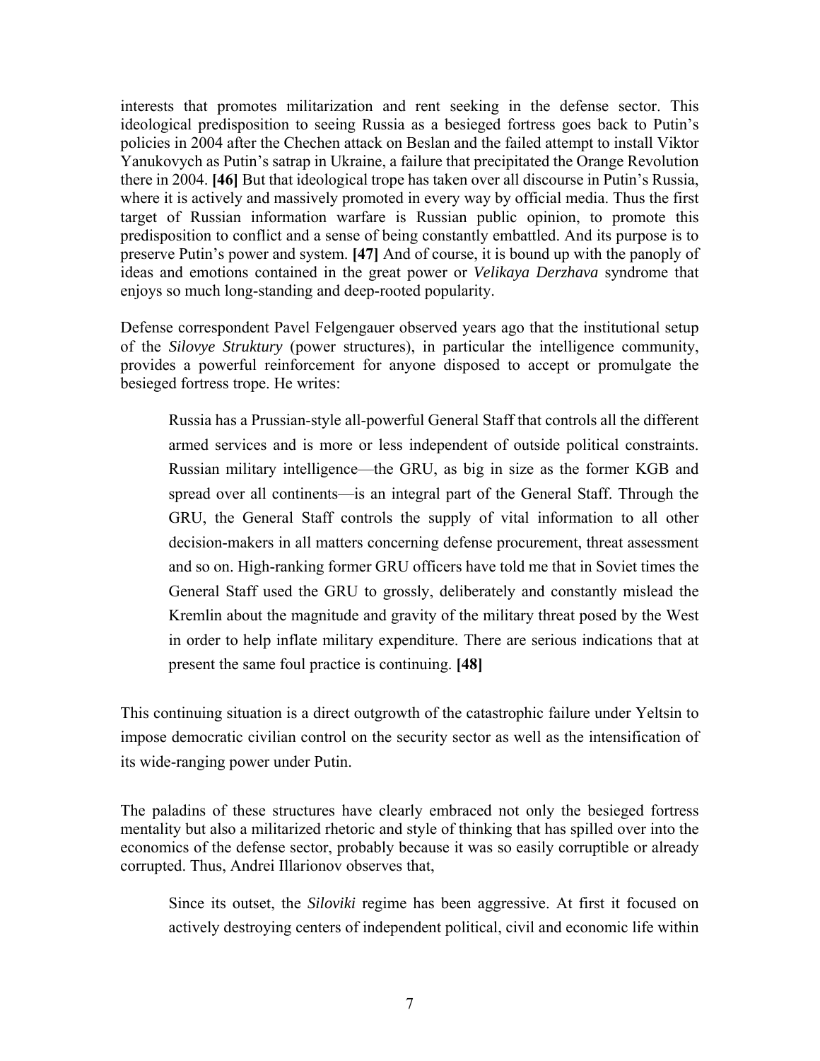interests that promotes militarization and rent seeking in the defense sector. This ideological predisposition to seeing Russia as a besieged fortress goes back to Putin's policies in 2004 after the Chechen attack on Beslan and the failed attempt to install Viktor Yanukovych as Putin's satrap in Ukraine, a failure that precipitated the Orange Revolution there in 2004. **[46]** But that ideological trope has taken over all discourse in Putin's Russia, where it is actively and massively promoted in every way by official media. Thus the first target of Russian information warfare is Russian public opinion, to promote this predisposition to conflict and a sense of being constantly embattled. And its purpose is to preserve Putin's power and system. **[47]** And of course, it is bound up with the panoply of ideas and emotions contained in the great power or *Velikaya Derzhava* syndrome that enjoys so much long-standing and deep-rooted popularity.

Defense correspondent Pavel Felgengauer observed years ago that the institutional setup of the *Silovye Struktury* (power structures), in particular the intelligence community, provides a powerful reinforcement for anyone disposed to accept or promulgate the besieged fortress trope. He writes:

> Russia has a Prussian-style all-powerful General Staff that controls all the different armed services and is more or less independent of outside political constraints. Russian military intelligence—the GRU, as big in size as the former KGB and spread over all continents—is an integral part of the General Staff. Through the GRU, the General Staff controls the supply of vital information to all other decision-makers in all matters concerning defense procurement, threat assessment and so on. High-ranking former GRU officers have told me that in Soviet times the General Staff used the GRU to grossly, deliberately and constantly mislead the Kremlin about the magnitude and gravity of the military threat posed by the West in order to help inflate military expenditure. There are serious indications that at present the same foul practice is continuing. **[48]**

This continuing situation is a direct outgrowth of the catastrophic failure under Yeltsin to impose democratic civilian control on the security sector as well as the intensification of its wide-ranging power under Putin.

The paladins of these structures have clearly embraced not only the besieged fortress mentality but also a militarized rhetoric and style of thinking that has spilled over into the economics of the defense sector, probably because it was so easily corruptible or already corrupted. Thus, Andrei Illarionov observes that,

> Since its outset, the *Siloviki* regime has been aggressive. At first it focused on actively destroying centers of independent political, civil and economic life within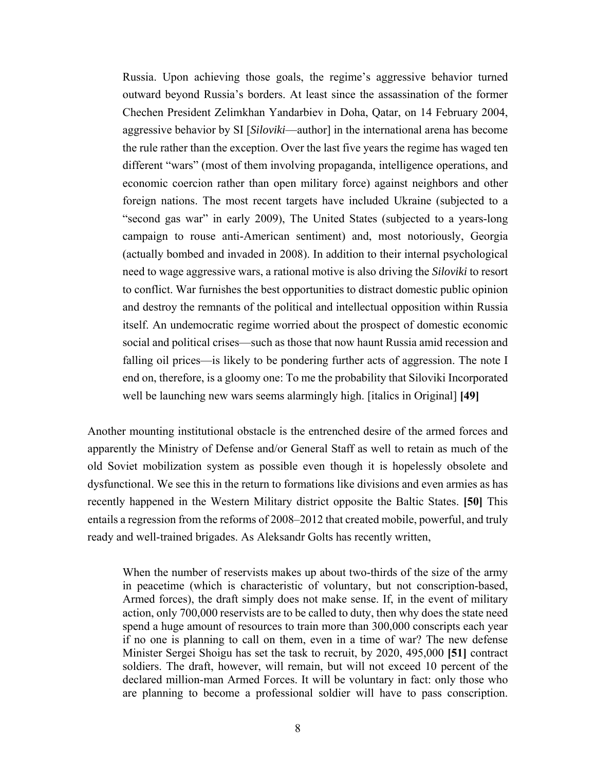> Russia. Upon achieving those goals, the regime's aggressive behavior turned outward beyond Russia's borders. At least since the assassination of the former Chechen President Zelimkhan Yandarbiev in Doha, Qatar, on 14 February 2004, aggressive behavior by SI [*Siloviki*—author] in the international arena has become the rule rather than the exception. Over the last five years the regime has waged ten different "wars" (most of them involving propaganda, intelligence operations, and economic coercion rather than open military force) against neighbors and other foreign nations. The most recent targets have included Ukraine (subjected to a "second gas war" in early 2009), The United States (subjected to a years-long campaign to rouse anti-American sentiment) and, most notoriously, Georgia (actually bombed and invaded in 2008). In addition to their internal psychological need to wage aggressive wars, a rational motive is also driving the *Siloviki* to resort to conflict. War furnishes the best opportunities to distract domestic public opinion and destroy the remnants of the political and intellectual opposition within Russia itself. An undemocratic regime worried about the prospect of domestic economic social and political crises—such as those that now haunt Russia amid recession and falling oil prices—is likely to be pondering further acts of aggression. The note I end on, therefore, is a gloomy one: To me the probability that Siloviki Incorporated well be launching new wars seems alarmingly high. [italics in Original] **[49]**

Another mounting institutional obstacle is the entrenched desire of the armed forces and apparently the Ministry of Defense and/or General Staff as well to retain as much of the old Soviet mobilization system as possible even though it is hopelessly obsolete and dysfunctional. We see this in the return to formations like divisions and even armies as has recently happened in the Western Military district opposite the Baltic States. **[50]** This entails a regression from the reforms of 2008–2012 that created mobile, powerful, and truly ready and well-trained brigades. As Aleksandr Golts has recently written,

> When the number of reservists makes up about two-thirds of the size of the army in peacetime (which is characteristic of voluntary, but not conscription-based, Armed forces), the draft simply does not make sense. If, in the event of military action, only 700,000 reservists are to be called to duty, then why does the state need spend a huge amount of resources to train more than 300,000 conscripts each year if no one is planning to call on them, even in a time of war? The new defense Minister Sergei Shoigu has set the task to recruit, by 2020, 495,000 **[51]** contract soldiers. The draft, however, will remain, but will not exceed 10 percent of the declared million-man Armed Forces. It will be voluntary in fact: only those who are planning to become a professional soldier will have to pass conscription.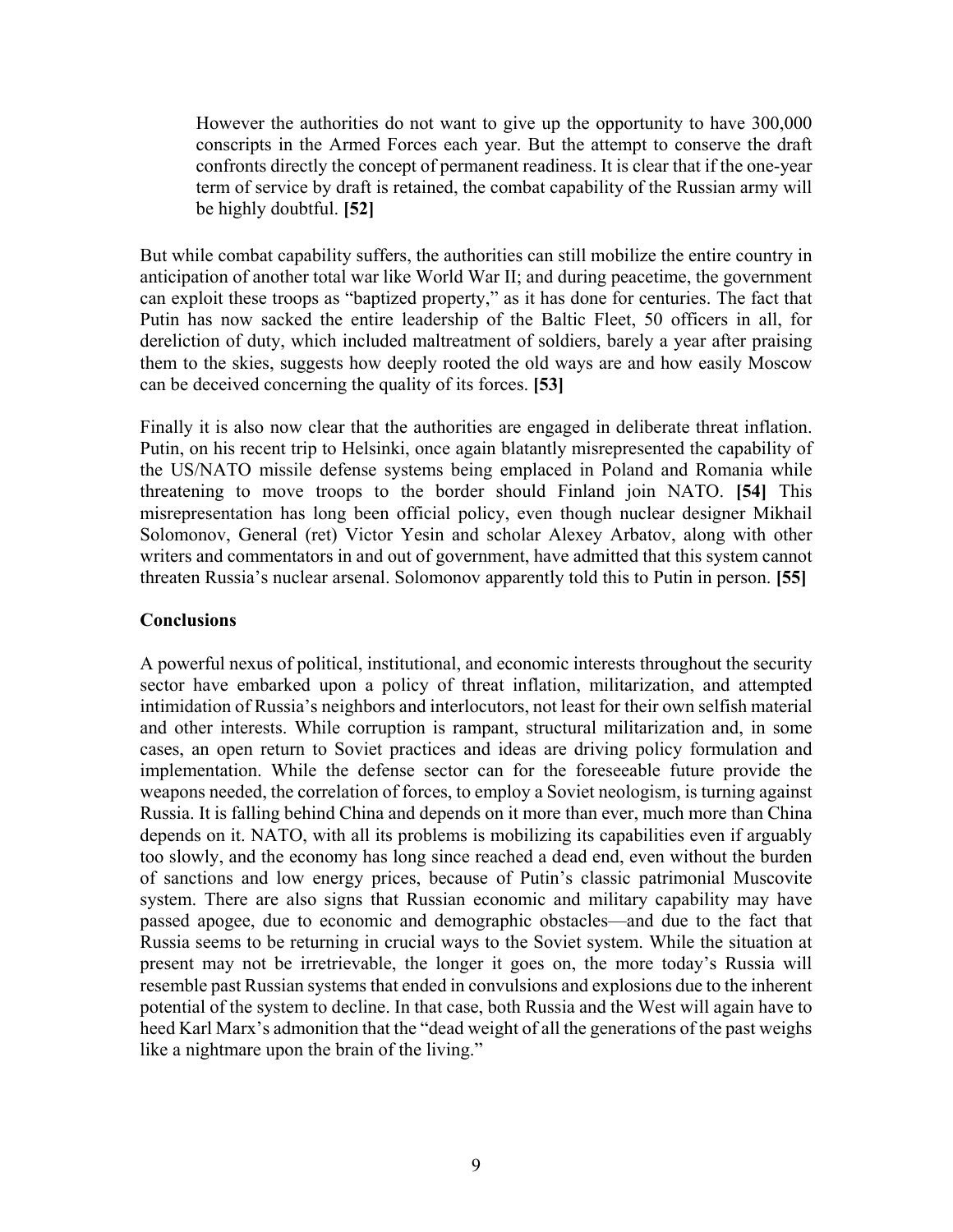> However the authorities do not want to give up the opportunity to have 300,000 conscripts in the Armed Forces each year. But the attempt to conserve the draft confronts directly the concept of permanent readiness. It is clear that if the one-year term of service by draft is retained, the combat capability of the Russian army will be highly doubtful. **[52]**

But while combat capability suffers, the authorities can still mobilize the entire country in anticipation of another total war like World War II; and during peacetime, the government can exploit these troops as "baptized property," as it has done for centuries. The fact that Putin has now sacked the entire leadership of the Baltic Fleet, 50 officers in all, for dereliction of duty, which included maltreatment of soldiers, barely a year after praising them to the skies, suggests how deeply rooted the old ways are and how easily Moscow can be deceived concerning the quality of its forces. **[53]**

Finally it is also now clear that the authorities are engaged in deliberate threat inflation. Putin, on his recent trip to Helsinki, once again blatantly misrepresented the capability of the US/NATO missile defense systems being emplaced in Poland and Romania while threatening to move troops to the border should Finland join NATO. **[54]** This misrepresentation has long been official policy, even though nuclear designer Mikhail Solomonov, General (ret) Victor Yesin and scholar Alexey Arbatov, along with other writers and commentators in and out of government, have admitted that this system cannot threaten Russia's nuclear arsenal. Solomonov apparently told this to Putin in person. **[55]**

## Conclusions

A powerful nexus of political, institutional, and economic interests throughout the security sector have embarked upon a policy of threat inflation, militarization, and attempted intimidation of Russia's neighbors and interlocutors, not least for their own selfish material and other interests. While corruption is rampant, structural militarization and, in some cases, an open return to Soviet practices and ideas are driving policy formulation and implementation. While the defense sector can for the foreseeable future provide the weapons needed, the correlation of forces, to employ a Soviet neologism, is turning against Russia. It is falling behind China and depends on it more than ever, much more than China depends on it. NATO, with all its problems is mobilizing its capabilities even if arguably too slowly, and the economy has long since reached a dead end, even without the burden of sanctions and low energy prices, because of Putin's classic patrimonial Muscovite system. There are also signs that Russian economic and military capability may have passed apogee, due to economic and demographic obstacles—and due to the fact that Russia seems to be returning in crucial ways to the Soviet system. While the situation at present may not be irretrievable, the longer it goes on, the more today's Russia will resemble past Russian systems that ended in convulsions and explosions due to the inherent potential of the system to decline. In that case, both Russia and the West will again have to heed Karl Marx's admonition that the "dead weight of all the generations of the past weighs like a nightmare upon the brain of the living."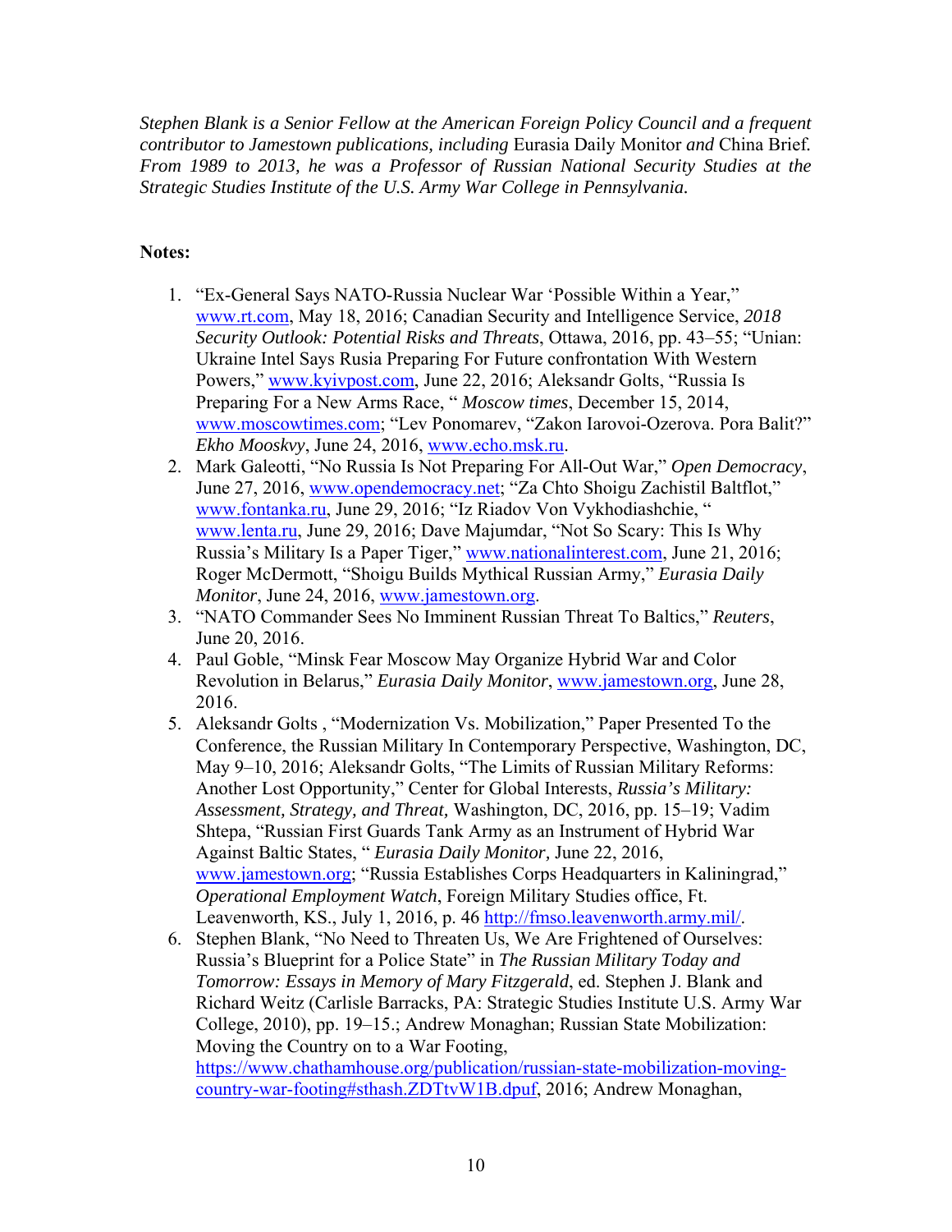*Stephen Blank is a Senior Fellow at the American Foreign Policy Council and a frequent contributor to Jamestown publications, including* Eurasia Daily Monitor *and* China Brief. *From 1989 to 2013, he was a Professor of Russian National Security Studies at the Strategic Studies Institute of the U.S. Army War College in Pennsylvania.*

**Notes:**

1. "Ex-General Says NATO-Russia Nuclear War 'Possible Within a Year,'" www.rt.com, May 18, 2016; Canadian Security and Intelligence Service, *2018 Security Outlook: Potential Risks and Threats*, Ottawa, 2016, pp. 43–55; "Unian: Ukraine Intel Says Rusia Preparing For Future confrontation With Western Powers," www.kyivpost.com, June 22, 2016; Aleksandr Golts, "Russia Is Preparing For a New Arms Race, " *Moscow times*, December 15, 2014, www.moscowtimes.com; "Lev Ponomarev, "Zakon Iarovoi-Ozerova. Pora Balit?" *Ekho Mooskvy*, June 24, 2016, www.echo.msk.ru.
2. Mark Galeotti, "No Russia Is Not Preparing For All-Out War," *Open Democracy*, June 27, 2016, www.opendemocracy.net; "Za Chto Shoigu Zachistil Baltflot," www.fontanka.ru, June 29, 2016; "Iz Riadov Von Vykhodiashchie, " www.lenta.ru, June 29, 2016; Dave Majumdar, "Not So Scary: This Is Why Russia's Military Is a Paper Tiger," www.nationalinterest.com, June 21, 2016; Roger McDermott, "Shoigu Builds Mythical Russian Army," *Eurasia Daily Monitor*, June 24, 2016, www.jamestown.org.
3. "NATO Commander Sees No Imminent Russian Threat To Baltics," *Reuters*, June 20, 2016.
4. Paul Goble, "Minsk Fear Moscow May Organize Hybrid War and Color Revolution in Belarus," *Eurasia Daily Monitor*, www.jamestown.org, June 28, 2016.
5. Aleksandr Golts , "Modernization Vs. Mobilization," Paper Presented To the Conference, the Russian Military In Contemporary Perspective, Washington, DC, May 9–10, 2016; Aleksandr Golts, "The Limits of Russian Military Reforms: Another Lost Opportunity," Center for Global Interests, *Russia's Military: Assessment, Strategy, and Threat,* Washington, DC, 2016, pp. 15–19; Vadim Shtepa, "Russian First Guards Tank Army as an Instrument of Hybrid War Against Baltic States, " *Eurasia Daily Monitor,* June 22, 2016, www.jamestown.org; "Russia Establishes Corps Headquarters in Kaliningrad," *Operational Employment Watch*, Foreign Military Studies office, Ft. Leavenworth, KS., July 1, 2016, p. 46 http://fmso.leavenworth.army.mil/.
6. Stephen Blank, "No Need to Threaten Us, We Are Frightened of Ourselves: Russia's Blueprint for a Police State" in *The Russian Military Today and Tomorrow: Essays in Memory of Mary Fitzgerald*, ed. Stephen J. Blank and Richard Weitz (Carlisle Barracks, PA: Strategic Studies Institute U.S. Army War College, 2010), pp. 19–15.; Andrew Monaghan; Russian State Mobilization: Moving the Country on to a War Footing, https://www.chathamhouse.org/publication/russian-state-mobilization-moving-country-war-footing#sthash.ZDTtvW1B.dpuf, 2016; Andrew Monaghan,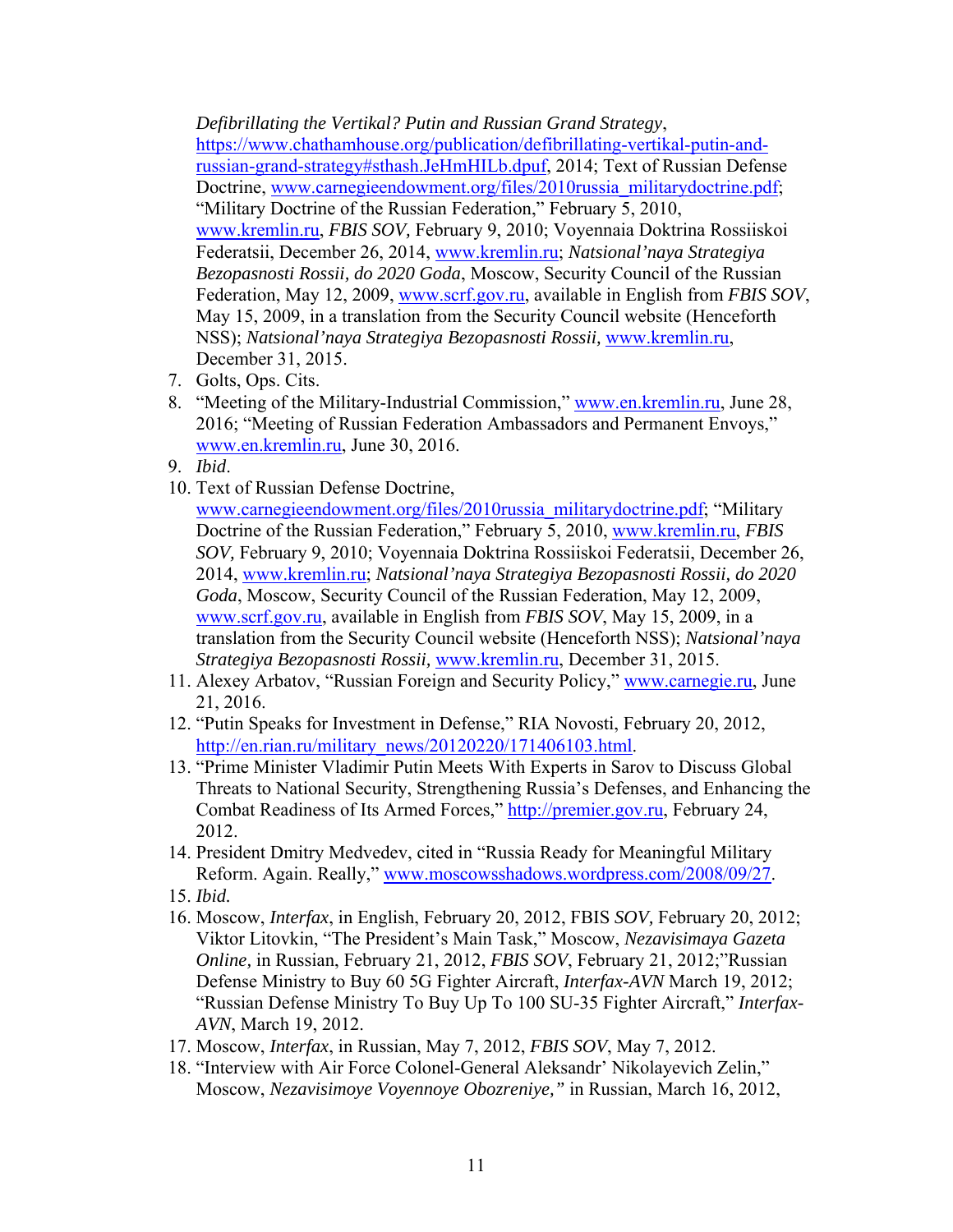*Defibrillating the Vertikal? Putin and Russian Grand Strategy*, https://www.chathamhouse.org/publication/defibrillating-vertikal-putin-and-russian-grand-strategy#sthash.JeHmHILb.dpuf, 2014; Text of Russian Defense Doctrine, www.carnegieendowment.org/files/2010russia_militarydoctrine.pdf; "Military Doctrine of the Russian Federation," February 5, 2010, www.kremlin.ru, *FBIS SOV,* February 9, 2010; Voyennaia Doktrina Rossiiskoi Federatsii, December 26, 2014, www.kremlin.ru; *Natsional'naya Strategiya Bezopasnosti Rossii, do 2020 Goda*, Moscow, Security Council of the Russian Federation, May 12, 2009, www.scrf.gov.ru, available in English from *FBIS SOV*, May 15, 2009, in a translation from the Security Council website (Henceforth NSS); *Natsional'naya Strategiya Bezopasnosti Rossii,* www.kremlin.ru, December 31, 2015.

7. Golts, Ops. Cits.
8. "Meeting of the Military-Industrial Commission," www.en.kremlin.ru, June 28, 2016; "Meeting of Russian Federation Ambassadors and Permanent Envoys," www.en.kremlin.ru, June 30, 2016.
9. *Ibid*.
10. Text of Russian Defense Doctrine, www.carnegieendowment.org/files/2010russia_militarydoctrine.pdf; "Military Doctrine of the Russian Federation," February 5, 2010, www.kremlin.ru, *FBIS SOV,* February 9, 2010; Voyennaia Doktrina Rossiiskoi Federatsii, December 26, 2014, www.kremlin.ru; *Natsional'naya Strategiya Bezopasnosti Rossii, do 2020 Goda*, Moscow, Security Council of the Russian Federation, May 12, 2009, www.scrf.gov.ru, available in English from *FBIS SOV*, May 15, 2009, in a translation from the Security Council website (Henceforth NSS); *Natsional'naya Strategiya Bezopasnosti Rossii,* www.kremlin.ru, December 31, 2015.
11. Alexey Arbatov, "Russian Foreign and Security Policy," www.carnegie.ru, June 21, 2016.
12. "Putin Speaks for Investment in Defense," RIA Novosti, February 20, 2012, http://en.rian.ru/military_news/20120220/171406103.html.
13. "Prime Minister Vladimir Putin Meets With Experts in Sarov to Discuss Global Threats to National Security, Strengthening Russia's Defenses, and Enhancing the Combat Readiness of Its Armed Forces," http://premier.gov.ru, February 24, 2012.
14. President Dmitry Medvedev, cited in "Russia Ready for Meaningful Military Reform. Again. Really," www.moscowsshadows.wordpress.com/2008/09/27.
15. *Ibid.*
16. Moscow, *Interfax*, in English, February 20, 2012, FBIS *SOV,* February 20, 2012; Viktor Litovkin, "The President's Main Task," Moscow, *Nezavisimaya Gazeta Online,* in Russian, February 21, 2012, *FBIS SOV*, February 21, 2012;"Russian Defense Ministry to Buy 60 5G Fighter Aircraft, *Interfax-AVN* March 19, 2012; "Russian Defense Ministry To Buy Up To 100 SU-35 Fighter Aircraft," *Interfax-AVN*, March 19, 2012.
17. Moscow, *Interfax*, in Russian, May 7, 2012, *FBIS SOV*, May 7, 2012.
18. "Interview with Air Force Colonel-General Aleksandr' Nikolayevich Zelin," Moscow, *Nezavisimoye Voyennoye Obozreniye,"* in Russian, March 16, 2012,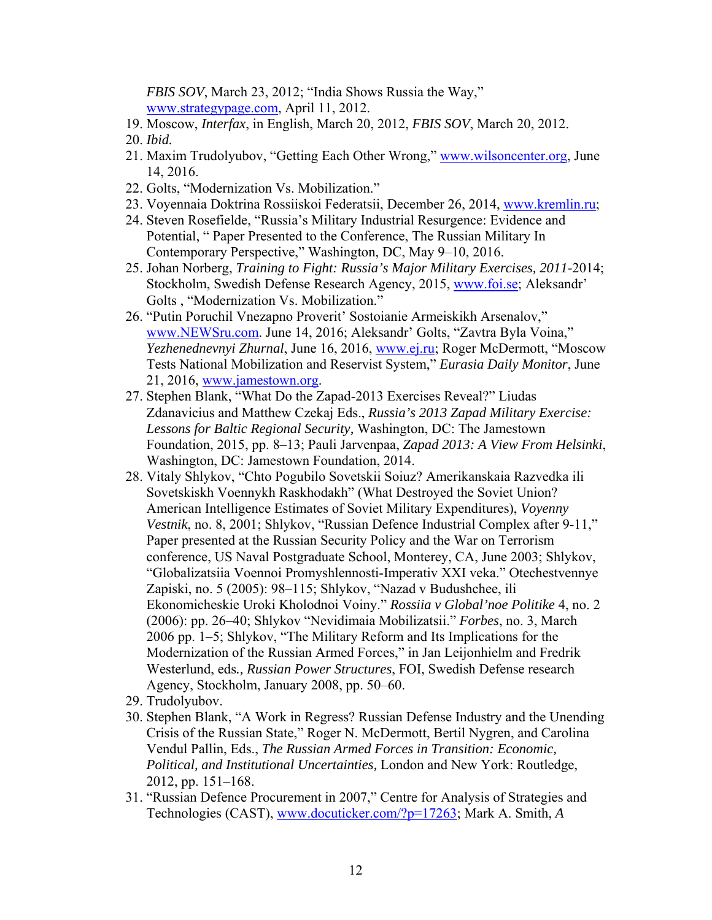*FBIS SOV*, March 23, 2012; "India Shows Russia the Way," www.strategypage.com, April 11, 2012.

19. Moscow, *Interfax*, in English, March 20, 2012, *FBIS SOV*, March 20, 2012.
20. *Ibid.*
21. Maxim Trudolyubov, "Getting Each Other Wrong," www.wilsoncenter.org, June 14, 2016.
22. Golts, "Modernization Vs. Mobilization."
23. Voyennaia Doktrina Rossiiskoi Federatsii, December 26, 2014, www.kremlin.ru;
24. Steven Rosefielde, "Russia's Military Industrial Resurgence: Evidence and Potential, " Paper Presented to the Conference, The Russian Military In Contemporary Perspective," Washington, DC, May 9–10, 2016.
25. Johan Norberg, *Training to Fight: Russia's Major Military Exercises, 2011*-2014; Stockholm, Swedish Defense Research Agency, 2015, www.foi.se; Aleksandr' Golts , "Modernization Vs. Mobilization."
26. "Putin Poruchil Vnezapno Proverit' Sostoianie Armeiskikh Arsenalov," www.NEWSru.com. June 14, 2016; Aleksandr' Golts, "Zavtra Byla Voina," *Yezhenednevnyi Zhurnal*, June 16, 2016, www.ej.ru; Roger McDermott, "Moscow Tests National Mobilization and Reservist System," *Eurasia Daily Monitor*, June 21, 2016, www.jamestown.org.
27. Stephen Blank, "What Do the Zapad-2013 Exercises Reveal?" Liudas Zdanavicius and Matthew Czekaj Eds., *Russia's 2013 Zapad Military Exercise: Lessons for Baltic Regional Security,* Washington, DC: The Jamestown Foundation, 2015, pp. 8–13; Pauli Jarvenpaa, *Zapad 2013: A View From Helsinki*, Washington, DC: Jamestown Foundation, 2014.
28. Vitaly Shlykov, "Chto Pogubilo Sovetskii Soiuz? Amerikanskaia Razvedka ili Sovetskiskh Voennykh Raskhodakh" (What Destroyed the Soviet Union? American Intelligence Estimates of Soviet Military Expenditures), *Voyenny Vestnik*, no. 8, 2001; Shlykov, "Russian Defence Industrial Complex after 9-11," Paper presented at the Russian Security Policy and the War on Terrorism conference, US Naval Postgraduate School, Monterey, CA, June 2003; Shlykov, "Globalizatsiia Voennoi Promyshlennosti-Imperativ XXI veka." Otechestvennye Zapiski, no. 5 (2005): 98–115; Shlykov, "Nazad v Budushchee, ili Ekonomicheskie Uroki Kholodnoi Voiny." *Rossiia v Global'noe Politike* 4, no. 2 (2006): pp. 26–40; Shlykov "Nevidimaia Mobilizatsii." *Forbes*, no. 3, March 2006 pp. 1–5; Shlykov, "The Military Reform and Its Implications for the Modernization of the Russian Armed Forces," in Jan Leijonhielm and Fredrik Westerlund, eds.*, Russian Power Structures*, FOI, Swedish Defense research Agency, Stockholm, January 2008, pp. 50–60.
29. Trudolyubov.
30. Stephen Blank, "A Work in Regress? Russian Defense Industry and the Unending Crisis of the Russian State," Roger N. McDermott, Bertil Nygren, and Carolina Vendul Pallin, Eds., *The Russian Armed Forces in Transition: Economic, Political, and Institutional Uncertainties,* London and New York: Routledge, 2012, pp. 151–168.
31. "Russian Defence Procurement in 2007," Centre for Analysis of Strategies and Technologies (CAST), www.docuticker.com/?p=17263; Mark A. Smith, *A*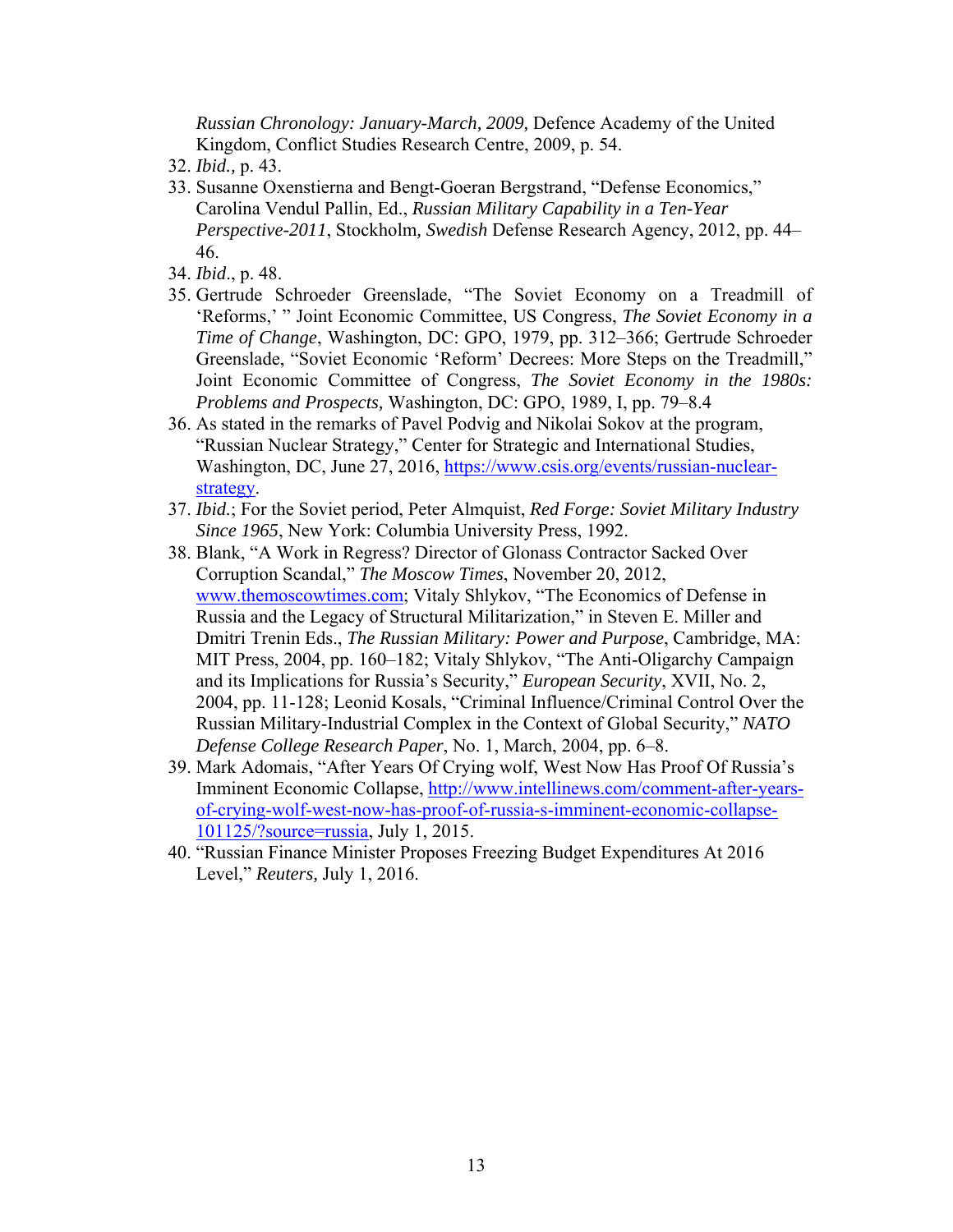*Russian Chronology: January-March, 2009,* Defence Academy of the United Kingdom, Conflict Studies Research Centre, 2009, p. 54.

32. *Ibid.,* p. 43.
33. Susanne Oxenstierna and Bengt-Goeran Bergstrand, "Defense Economics," Carolina Vendul Pallin, Ed., *Russian Military Capability in a Ten-Year Perspective-2011*, Stockholm*, Swedish* Defense Research Agency, 2012, pp. 44–46.
34. *Ibid*., p. 48.
35. Gertrude Schroeder Greenslade, "The Soviet Economy on a Treadmill of 'Reforms,' " Joint Economic Committee, US Congress, *The Soviet Economy in a Time of Change*, Washington, DC: GPO, 1979, pp. 312–366; Gertrude Schroeder Greenslade, "Soviet Economic 'Reform' Decrees: More Steps on the Treadmill," Joint Economic Committee of Congress, *The Soviet Economy in the 1980s: Problems and Prospects,* Washington, DC: GPO, 1989, I, pp. 79–8.4
36. As stated in the remarks of Pavel Podvig and Nikolai Sokov at the program, "Russian Nuclear Strategy," Center for Strategic and International Studies, Washington, DC, June 27, 2016, [https://www.csis.org/events/russian-nuclear-strategy](https://www.csis.org/events/russian-nuclear-strategy).
37. *Ibid.*; For the Soviet period, Peter Almquist, *Red Forge: Soviet Military Industry Since 1965*, New York: Columbia University Press, 1992.
38. Blank, "A Work in Regress? Director of Glonass Contractor Sacked Over Corruption Scandal," *The Moscow Times*, November 20, 2012, [www.themoscowtimes.com](www.themoscowtimes.com); Vitaly Shlykov, "The Economics of Defense in Russia and the Legacy of Structural Militarization," in Steven E. Miller and Dmitri Trenin Eds., *The Russian Military: Power and Purpose*, Cambridge, MA: MIT Press, 2004, pp. 160–182; Vitaly Shlykov, "The Anti-Oligarchy Campaign and its Implications for Russia's Security," *European Security*, XVII, No. 2, 2004, pp. 11-128; Leonid Kosals, "Criminal Influence/Criminal Control Over the Russian Military-Industrial Complex in the Context of Global Security," *NATO Defense College Research Paper*, No. 1, March, 2004, pp. 6–8.
39. Mark Adomais, "After Years Of Crying wolf, West Now Has Proof Of Russia's Imminent Economic Collapse, [http://www.intellinews.com/comment-after-years-of-crying-wolf-west-now-has-proof-of-russia-s-imminent-economic-collapse-101125/?source=russia](http://www.intellinews.com/comment-after-years-of-crying-wolf-west-now-has-proof-of-russia-s-imminent-economic-collapse-101125/?source=russia), July 1, 2015.
40. "Russian Finance Minister Proposes Freezing Budget Expenditures At 2016 Level," *Reuters,* July 1, 2016.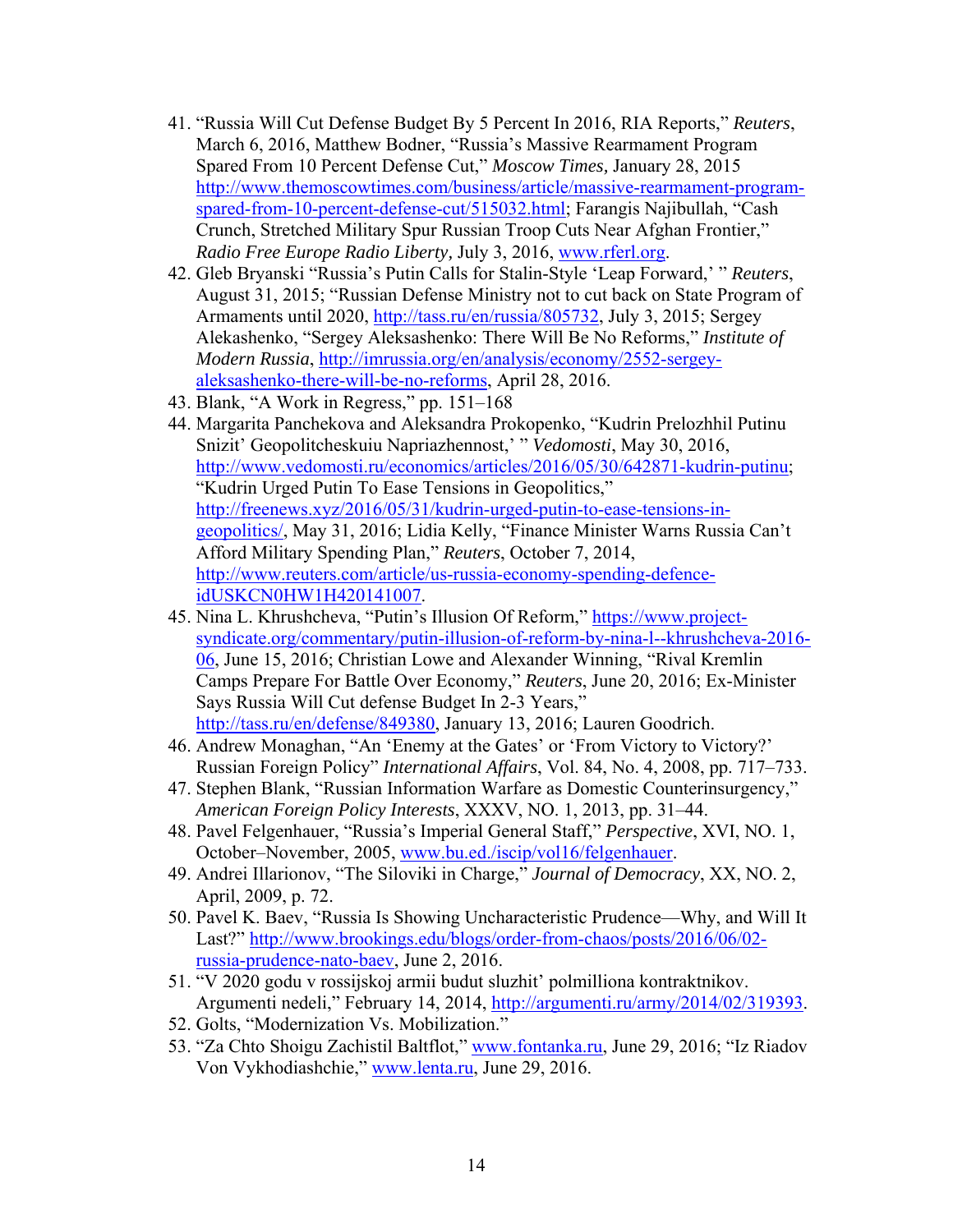41. "Russia Will Cut Defense Budget By 5 Percent In 2016, RIA Reports," *Reuters*, March 6, 2016, Matthew Bodner, "Russia's Massive Rearmament Program Spared From 10 Percent Defense Cut," *Moscow Times,* January 28, 2015 http://www.themoscowtimes.com/business/article/massive-rearmament-program-spared-from-10-percent-defense-cut/515032.html; Farangis Najibullah, "Cash Crunch, Stretched Military Spur Russian Troop Cuts Near Afghan Frontier," *Radio Free Europe Radio Liberty,* July 3, 2016, www.rferl.org.
42. Gleb Bryanski "Russia's Putin Calls for Stalin-Style 'Leap Forward,' " *Reuters*, August 31, 2015; "Russian Defense Ministry not to cut back on State Program of Armaments until 2020, http://tass.ru/en/russia/805732, July 3, 2015; Sergey Alekashenko, "Sergey Aleksashenko: There Will Be No Reforms," *Institute of Modern Russia*, http://imrussia.org/en/analysis/economy/2552-sergey-aleksashenko-there-will-be-no-reforms, April 28, 2016.
43. Blank, "A Work in Regress," pp. 151–168
44. Margarita Panchekova and Aleksandra Prokopenko, "Kudrin Prelozhhil Putinu Snizit' Geopolitcheskuiu Napriazhennost,' " *Vedomosti*, May 30, 2016, http://www.vedomosti.ru/economics/articles/2016/05/30/642871-kudrin-putinu; "Kudrin Urged Putin To Ease Tensions in Geopolitics," http://freenews.xyz/2016/05/31/kudrin-urged-putin-to-ease-tensions-in-geopolitics/, May 31, 2016; Lidia Kelly, "Finance Minister Warns Russia Can't Afford Military Spending Plan," *Reuters*, October 7, 2014, http://www.reuters.com/article/us-russia-economy-spending-defence-idUSKCN0HW1H420141007.
45. Nina L. Khrushcheva, "Putin's Illusion Of Reform," https://www.project-syndicate.org/commentary/putin-illusion-of-reform-by-nina-l--khrushcheva-2016-06, June 15, 2016; Christian Lowe and Alexander Winning, "Rival Kremlin Camps Prepare For Battle Over Economy," *Reuters*, June 20, 2016; Ex-Minister Says Russia Will Cut defense Budget In 2-3 Years," http://tass.ru/en/defense/849380, January 13, 2016; Lauren Goodrich.
46. Andrew Monaghan, "An 'Enemy at the Gates' or 'From Victory to Victory?' Russian Foreign Policy" *International Affairs*, Vol. 84, No. 4, 2008, pp. 717–733.
47. Stephen Blank, "Russian Information Warfare as Domestic Counterinsurgency," *American Foreign Policy Interests*, XXXV, NO. 1, 2013, pp. 31–44.
48. Pavel Felgenhauer, "Russia's Imperial General Staff," *Perspective*, XVI, NO. 1, October–November, 2005, www.bu.ed./iscip/vol16/felgenhauer.
49. Andrei Illarionov, "The Siloviki in Charge," *Journal of Democracy*, XX, NO. 2, April, 2009, p. 72.
50. Pavel K. Baev, "Russia Is Showing Uncharacteristic Prudence—Why, and Will It Last?" http://www.brookings.edu/blogs/order-from-chaos/posts/2016/06/02-russia-prudence-nato-baev, June 2, 2016.
51. "V 2020 godu v rossijskoj armii budut sluzhit' polmilliona kontraktnikov. Argumenti nedeli," February 14, 2014, http://argumenti.ru/army/2014/02/319393.
52. Golts, "Modernization Vs. Mobilization."
53. "Za Chto Shoigu Zachistil Baltflot," www.fontanka.ru, June 29, 2016; "Iz Riadov Von Vykhodiashchie," www.lenta.ru, June 29, 2016.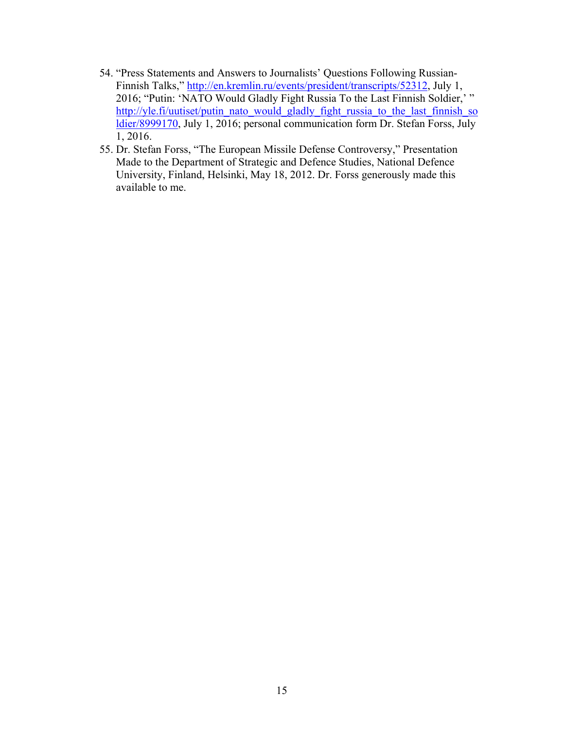54. "Press Statements and Answers to Journalists' Questions Following Russian-Finnish Talks," http://en.kremlin.ru/events/president/transcripts/52312, July 1, 2016; "Putin: 'NATO Would Gladly Fight Russia To the Last Finnish Soldier,' " http://yle.fi/uutiset/putin_nato_would_gladly_fight_russia_to_the_last_finnish_soldier/8999170, July 1, 2016; personal communication form Dr. Stefan Forss, July 1, 2016.
55. Dr. Stefan Forss, "The European Missile Defense Controversy," Presentation Made to the Department of Strategic and Defence Studies, National Defence University, Finland, Helsinki, May 18, 2012. Dr. Forss generously made this available to me.